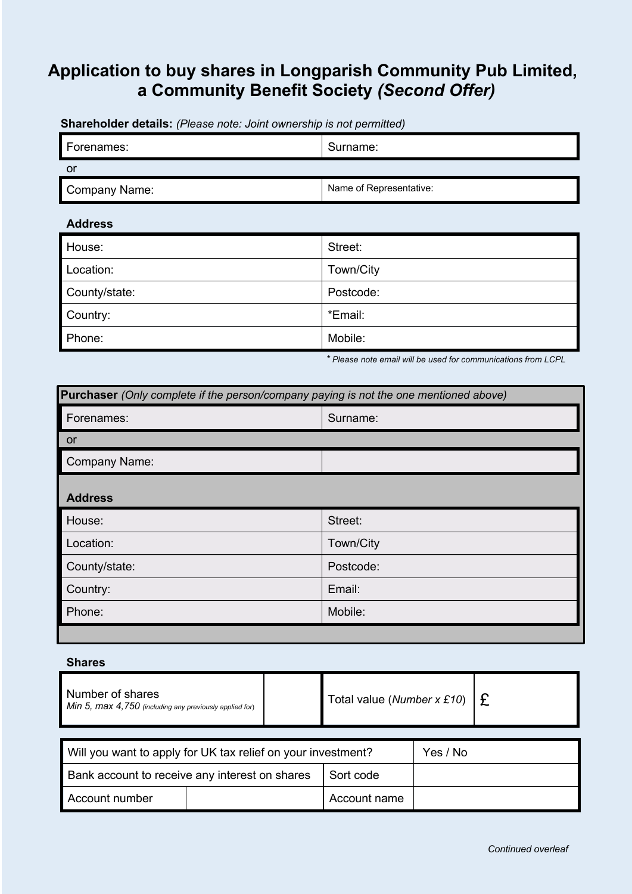# Application to buy shares in Longparish Community Pub Limited, a Community Benefit Society *(Second Offer)*

**Shareholder details:** *(Please note: Joint ownership is not permitted)*

| Forenames: | Surname: |
|---|---|

or

| Company Name: | Name of Representative: |
|---|---|

**Address**

| | |
|---|---|
| House: | Street: |
| Location: | Town/City |
| County/state: | Postcode: |
| Country: | *Email: |
| Phone: | Mobile: |

* *Please note email will be used for communications from LCPL*

**Purchaser** *(Only complete if the person/company paying is not the one mentioned above)*

| Forenames: | Surname: |
|---|---|

or

| Company Name: | |
|---|---|

**Address**

| | |
|---|---|
| House: | Street: |
| Location: | Town/City |
| County/state: | Postcode: |
| Country: | Email: |
| Phone: | Mobile: |

**Shares**

| Number of shares *Min 5, max 4,750 (including any previously applied for)* | | Total value (*Number x £10*) | £ |
|---|---|---|---|

| | | | |
|---|---|---|---|
| Will you want to apply for UK tax relief on your investment? | | | Yes / No |
| Bank account to receive any interest on shares | | Sort code | |
| Account number | | Account name | |

*Continued overleaf*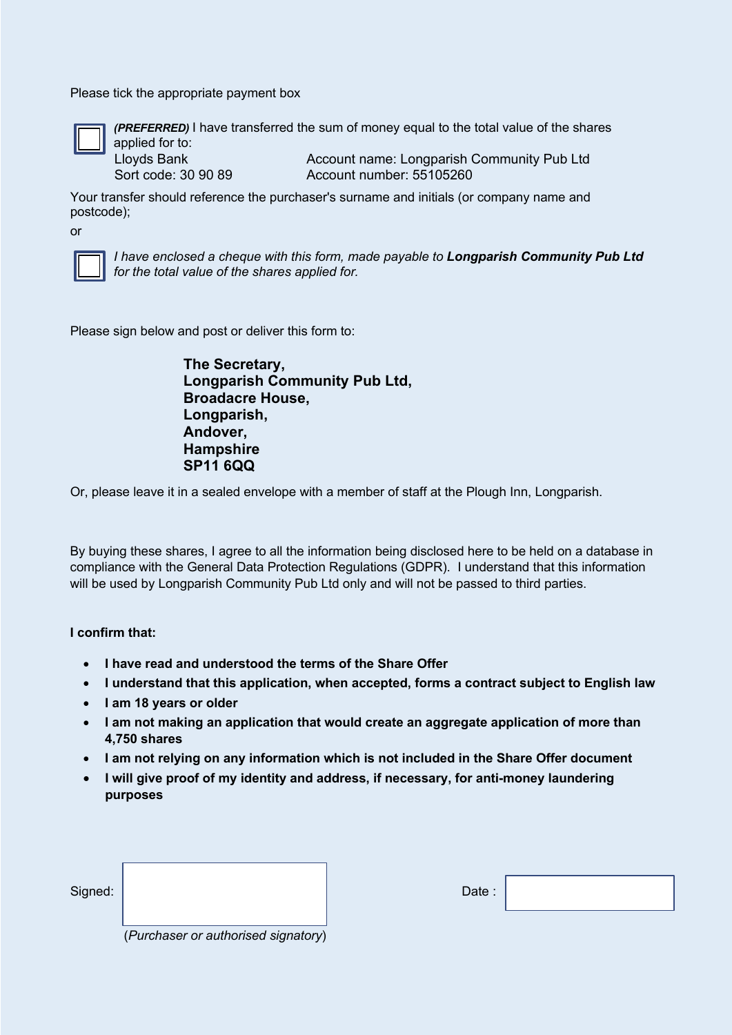Please tick the appropriate payment box

☐ ***(PREFERRED)*** I have transferred the sum of money equal to the total value of the shares applied for to:

| | |
|---|---|
| Lloyds Bank | Account name: Longparish Community Pub Ltd |
| Sort code: 30 90 89 | Account number: 55105260 |

Your transfer should reference the purchaser's surname and initials (or company name and postcode);

or

☐ *I have enclosed a cheque with this form, made payable to **Longparish Community Pub Ltd** for the total value of the shares applied for.*

Please sign below and post or deliver this form to:

**The Secretary,**
**Longparish Community Pub Ltd,**
**Broadacre House,**
**Longparish,**
**Andover,**
**Hampshire**
**SP11 6QQ**

Or, please leave it in a sealed envelope with a member of staff at the Plough Inn, Longparish.

By buying these shares, I agree to all the information being disclosed here to be held on a database in compliance with the General Data Protection Regulations (GDPR). I understand that this information will be used by Longparish Community Pub Ltd only and will not be passed to third parties.

**I confirm that:**

- **I have read and understood the terms of the Share Offer**
- **I understand that this application, when accepted, forms a contract subject to English law**
- **I am 18 years or older**
- **I am not making an application that would create an aggregate application of more than 4,750 shares**
- **I am not relying on any information which is not included in the Share Offer document**
- **I will give proof of my identity and address, if necessary, for anti-money laundering purposes**

Signed: ____________________ Date : ____________________

(*Purchaser or authorised signatory*)